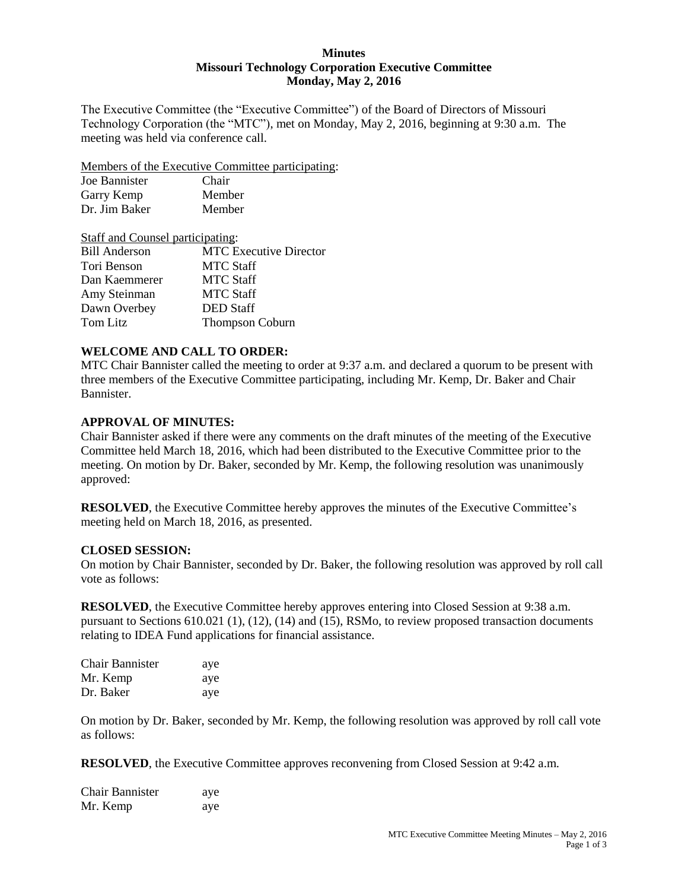**Minutes**
**Missouri Technology Corporation Executive Committee**
**Monday, May 2, 2016**

The Executive Committee (the "Executive Committee") of the Board of Directors of Missouri Technology Corporation (the "MTC"), met on Monday, May 2, 2016, beginning at 9:30 a.m. The meeting was held via conference call.

Members of the Executive Committee participating:

| | |
|---|---|
| Joe Bannister | Chair |
| Garry Kemp | Member |
| Dr. Jim Baker | Member |

Staff and Counsel participating:

| | |
|---|---|
| Bill Anderson | MTC Executive Director |
| Tori Benson | MTC Staff |
| Dan Kaemmerer | MTC Staff |
| Amy Steinman | MTC Staff |
| Dawn Overbey | DED Staff |
| Tom Litz | Thompson Coburn |

**WELCOME AND CALL TO ORDER:**
MTC Chair Bannister called the meeting to order at 9:37 a.m. and declared a quorum to be present with three members of the Executive Committee participating, including Mr. Kemp, Dr. Baker and Chair Bannister.

**APPROVAL OF MINUTES:**
Chair Bannister asked if there were any comments on the draft minutes of the meeting of the Executive Committee held March 18, 2016, which had been distributed to the Executive Committee prior to the meeting. On motion by Dr. Baker, seconded by Mr. Kemp, the following resolution was unanimously approved:

**RESOLVED**, the Executive Committee hereby approves the minutes of the Executive Committee's meeting held on March 18, 2016, as presented.

**CLOSED SESSION:**
On motion by Chair Bannister, seconded by Dr. Baker, the following resolution was approved by roll call vote as follows:

**RESOLVED**, the Executive Committee hereby approves entering into Closed Session at 9:38 a.m. pursuant to Sections 610.021 (1), (12), (14) and (15), RSMo, to review proposed transaction documents relating to IDEA Fund applications for financial assistance.

| | |
|---|---|
| Chair Bannister | aye |
| Mr. Kemp | aye |
| Dr. Baker | aye |

On motion by Dr. Baker, seconded by Mr. Kemp, the following resolution was approved by roll call vote as follows:

**RESOLVED**, the Executive Committee approves reconvening from Closed Session at 9:42 a.m.

| | |
|---|---|
| Chair Bannister | aye |
| Mr. Kemp | aye |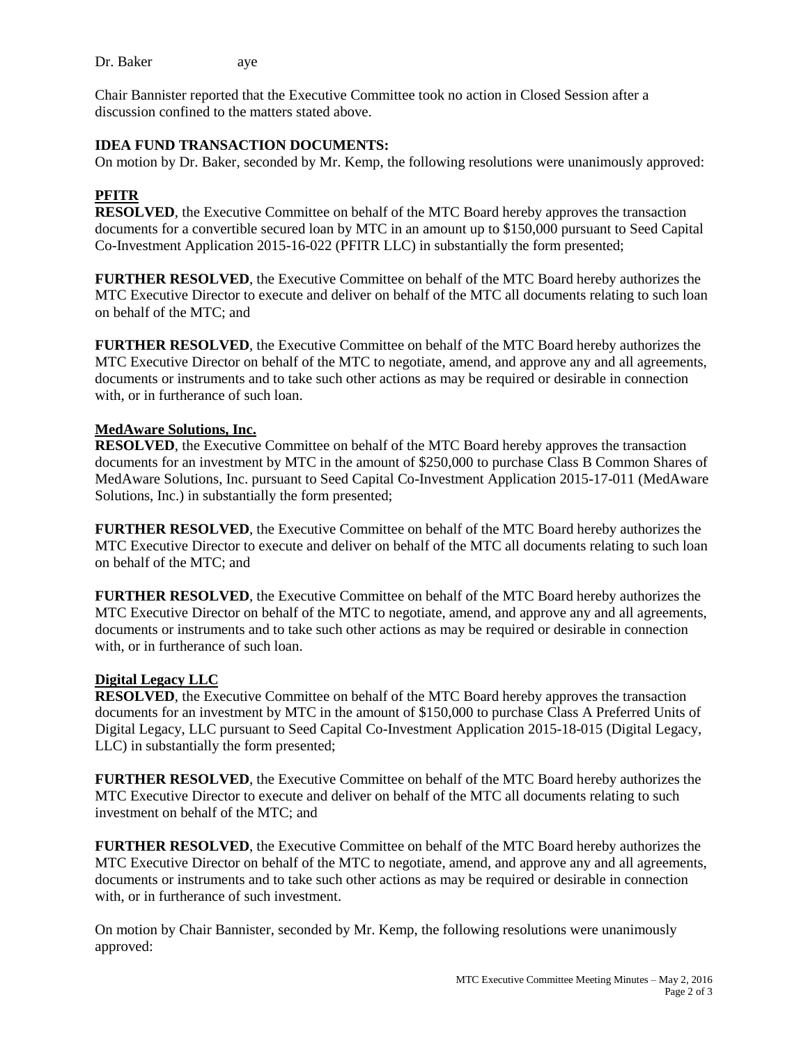Dr. Baker aye

Chair Bannister reported that the Executive Committee took no action in Closed Session after a discussion confined to the matters stated above.

**IDEA FUND TRANSACTION DOCUMENTS:**

On motion by Dr. Baker, seconded by Mr. Kemp, the following resolutions were unanimously approved:

**PFITR**

**RESOLVED**, the Executive Committee on behalf of the MTC Board hereby approves the transaction documents for a convertible secured loan by MTC in an amount up to $150,000 pursuant to Seed Capital Co-Investment Application 2015-16-022 (PFITR LLC) in substantially the form presented;

**FURTHER RESOLVED**, the Executive Committee on behalf of the MTC Board hereby authorizes the MTC Executive Director to execute and deliver on behalf of the MTC all documents relating to such loan on behalf of the MTC; and

**FURTHER RESOLVED**, the Executive Committee on behalf of the MTC Board hereby authorizes the MTC Executive Director on behalf of the MTC to negotiate, amend, and approve any and all agreements, documents or instruments and to take such other actions as may be required or desirable in connection with, or in furtherance of such loan.

**MedAware Solutions, Inc.**

**RESOLVED**, the Executive Committee on behalf of the MTC Board hereby approves the transaction documents for an investment by MTC in the amount of $250,000 to purchase Class B Common Shares of MedAware Solutions, Inc. pursuant to Seed Capital Co-Investment Application 2015-17-011 (MedAware Solutions, Inc.) in substantially the form presented;

**FURTHER RESOLVED**, the Executive Committee on behalf of the MTC Board hereby authorizes the MTC Executive Director to execute and deliver on behalf of the MTC all documents relating to such loan on behalf of the MTC; and

**FURTHER RESOLVED**, the Executive Committee on behalf of the MTC Board hereby authorizes the MTC Executive Director on behalf of the MTC to negotiate, amend, and approve any and all agreements, documents or instruments and to take such other actions as may be required or desirable in connection with, or in furtherance of such loan.

**Digital Legacy LLC**

**RESOLVED**, the Executive Committee on behalf of the MTC Board hereby approves the transaction documents for an investment by MTC in the amount of $150,000 to purchase Class A Preferred Units of Digital Legacy, LLC pursuant to Seed Capital Co-Investment Application 2015-18-015 (Digital Legacy, LLC) in substantially the form presented;

**FURTHER RESOLVED**, the Executive Committee on behalf of the MTC Board hereby authorizes the MTC Executive Director to execute and deliver on behalf of the MTC all documents relating to such investment on behalf of the MTC; and

**FURTHER RESOLVED**, the Executive Committee on behalf of the MTC Board hereby authorizes the MTC Executive Director on behalf of the MTC to negotiate, amend, and approve any and all agreements, documents or instruments and to take such other actions as may be required or desirable in connection with, or in furtherance of such investment.

On motion by Chair Bannister, seconded by Mr. Kemp, the following resolutions were unanimously approved: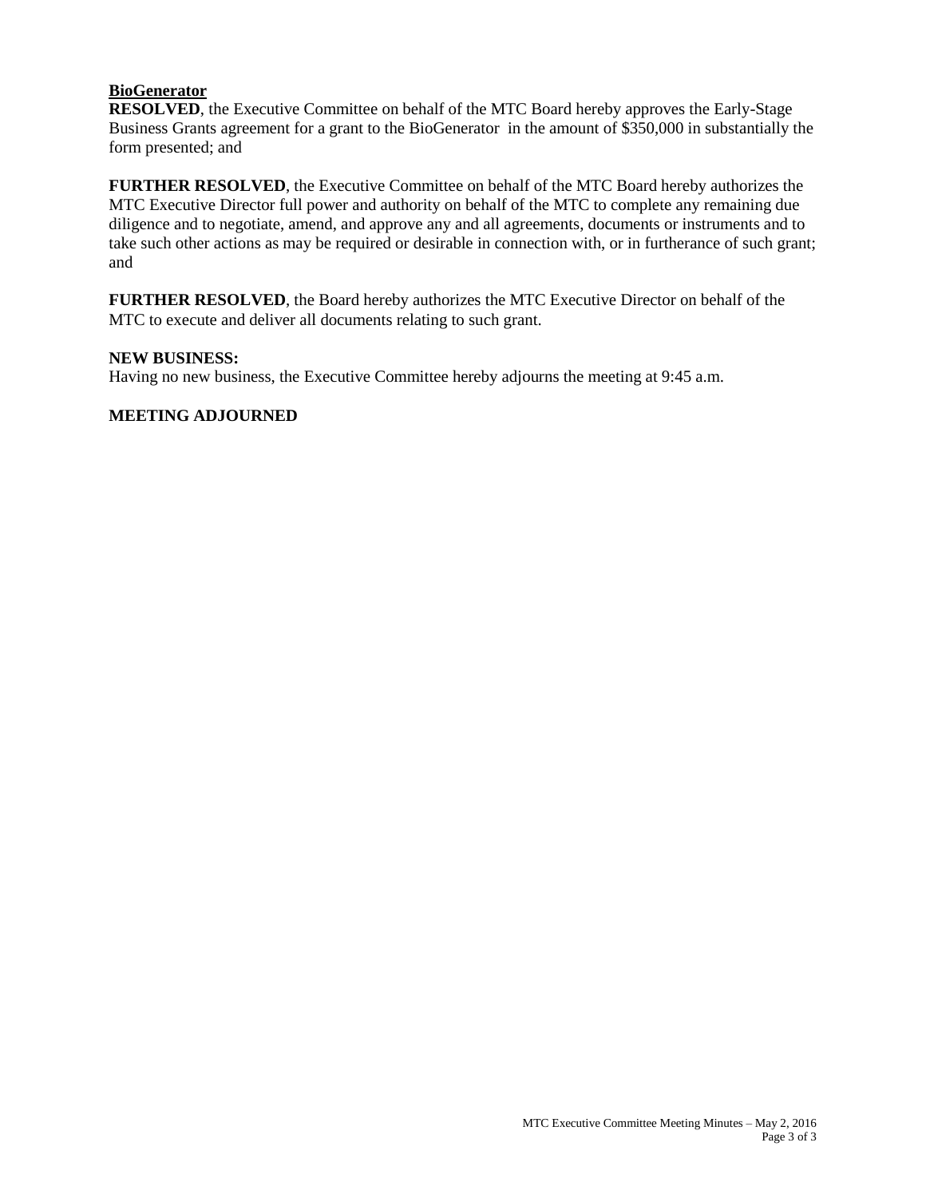**BioGenerator**

**RESOLVED**, the Executive Committee on behalf of the MTC Board hereby approves the Early-Stage Business Grants agreement for a grant to the BioGenerator in the amount of $350,000 in substantially the form presented; and

**FURTHER RESOLVED**, the Executive Committee on behalf of the MTC Board hereby authorizes the MTC Executive Director full power and authority on behalf of the MTC to complete any remaining due diligence and to negotiate, amend, and approve any and all agreements, documents or instruments and to take such other actions as may be required or desirable in connection with, or in furtherance of such grant; and

**FURTHER RESOLVED**, the Board hereby authorizes the MTC Executive Director on behalf of the MTC to execute and deliver all documents relating to such grant.

**NEW BUSINESS:**

Having no new business, the Executive Committee hereby adjourns the meeting at 9:45 a.m.

**MEETING ADJOURNED**